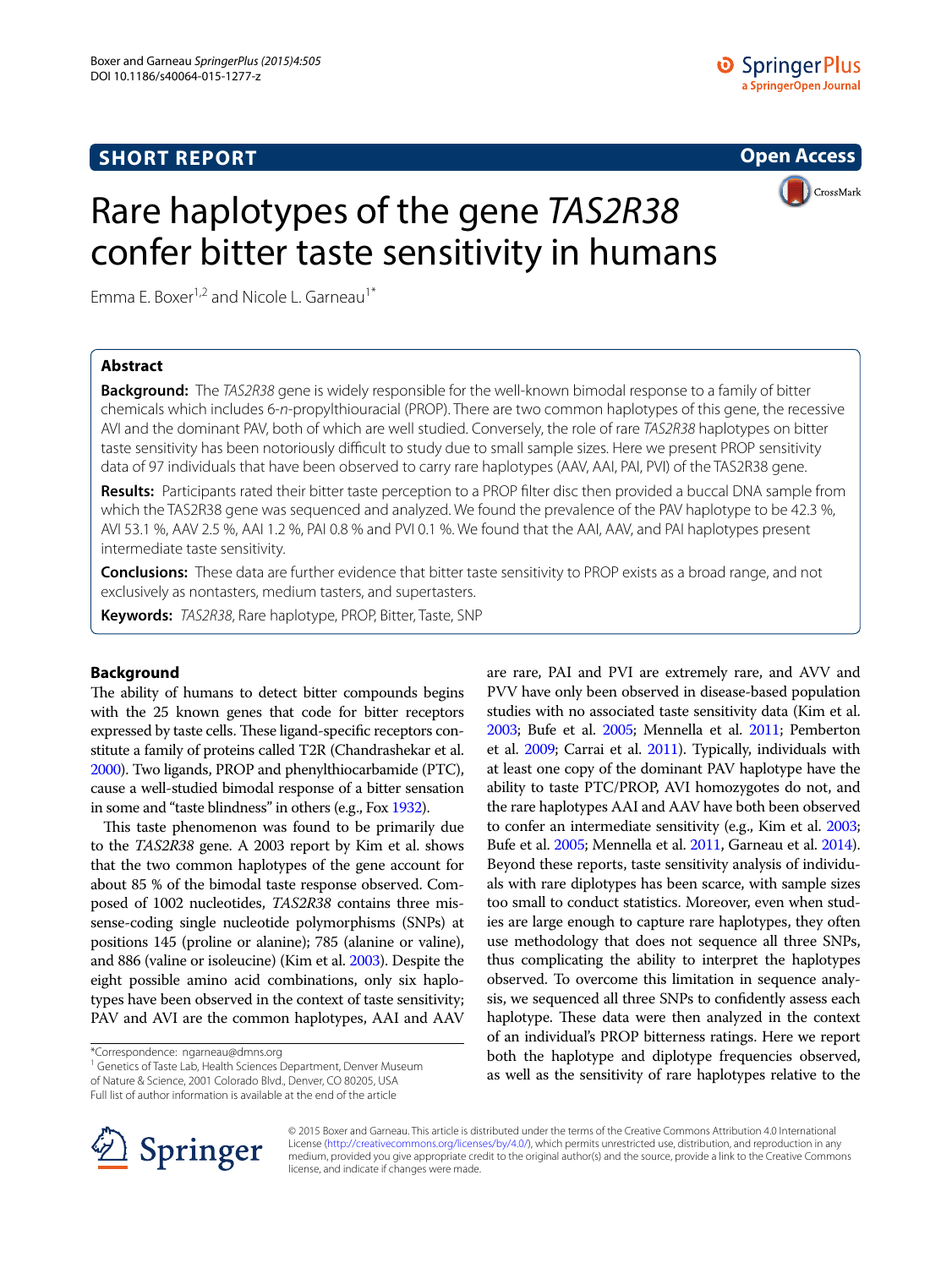SHORT REPORT

Open Access

# Rare haplotypes of the gene *TAS2R38* confer bitter taste sensitivity in humans

Emma E. Boxer[1,2] and Nicole L. Garneau[1*]

## Abstract

**Background:** The *TAS2R38* gene is widely responsible for the well-known bimodal response to a family of bitter chemicals which includes 6-*n*-propylthiouracial (PROP). There are two common haplotypes of this gene, the recessive AVI and the dominant PAV, both of which are well studied. Conversely, the role of rare *TAS2R38* haplotypes on bitter taste sensitivity has been notoriously difficult to study due to small sample sizes. Here we present PROP sensitivity data of 97 individuals that have been observed to carry rare haplotypes (AAV, AAI, PAI, PVI) of the TAS2R38 gene.

**Results:** Participants rated their bitter taste perception to a PROP filter disc then provided a buccal DNA sample from which the TAS2R38 gene was sequenced and analyzed. We found the prevalence of the PAV haplotype to be 42.3 %, AVI 53.1 %, AAV 2.5 %, AAI 1.2 %, PAI 0.8 % and PVI 0.1 %. We found that the AAI, AAV, and PAI haplotypes present intermediate taste sensitivity.

**Conclusions:** These data are further evidence that bitter taste sensitivity to PROP exists as a broad range, and not exclusively as nontasters, medium tasters, and supertasters.

**Keywords:** *TAS2R38*, Rare haplotype, PROP, Bitter, Taste, SNP

## Background

The ability of humans to detect bitter compounds begins with the 25 known genes that code for bitter receptors expressed by taste cells. These ligand-specific receptors constitute a family of proteins called T2R (Chandrashekar et al. 2000). Two ligands, PROP and phenylthiocarbamide (PTC), cause a well-studied bimodal response of a bitter sensation in some and "taste blindness" in others (e.g., Fox 1932).

This taste phenomenon was found to be primarily due to the *TAS2R38* gene. A 2003 report by Kim et al. shows that the two common haplotypes of the gene account for about 85 % of the bimodal taste response observed. Composed of 1002 nucleotides, *TAS2R38* contains three missense-coding single nucleotide polymorphisms (SNPs) at positions 145 (proline or alanine); 785 (alanine or valine), and 886 (valine or isoleucine) (Kim et al. 2003). Despite the eight possible amino acid combinations, only six haplotypes have been observed in the context of taste sensitivity; PAV and AVI are the common haplotypes, AAI and AAV are rare, PAI and PVI are extremely rare, and AVV and PVV have only been observed in disease-based population studies with no associated taste sensitivity data (Kim et al. 2003; Bufe et al. 2005; Mennella et al. 2011; Pemberton et al. 2009; Carrai et al. 2011). Typically, individuals with at least one copy of the dominant PAV haplotype have the ability to taste PTC/PROP, AVI homozygotes do not, and the rare haplotypes AAI and AAV have both been observed to confer an intermediate sensitivity (e.g., Kim et al. 2003; Bufe et al. 2005; Mennella et al. 2011, Garneau et al. 2014). Beyond these reports, taste sensitivity analysis of individuals with rare diplotypes has been scarce, with sample sizes too small to conduct statistics. Moreover, even when studies are large enough to capture rare haplotypes, they often use methodology that does not sequence all three SNPs, thus complicating the ability to interpret the haplotypes observed. To overcome this limitation in sequence analysis, we sequenced all three SNPs to confidently assess each haplotype. These data were then analyzed in the context of an individual's PROP bitterness ratings. Here we report both the haplotype and diplotype frequencies observed, as well as the sensitivity of rare haplotypes relative to the

*Correspondence: ngarneau@dmns.org
[1] Genetics of Taste Lab, Health Sciences Department, Denver Museum of Nature & Science, 2001 Colorado Blvd., Denver, CO 80205, USA
Full list of author information is available at the end of the article

© 2015 Boxer and Garneau. This article is distributed under the terms of the Creative Commons Attribution 4.0 International License (http://creativecommons.org/licenses/by/4.0/), which permits unrestricted use, distribution, and reproduction in any medium, provided you give appropriate credit to the original author(s) and the source, provide a link to the Creative Commons license, and indicate if changes were made.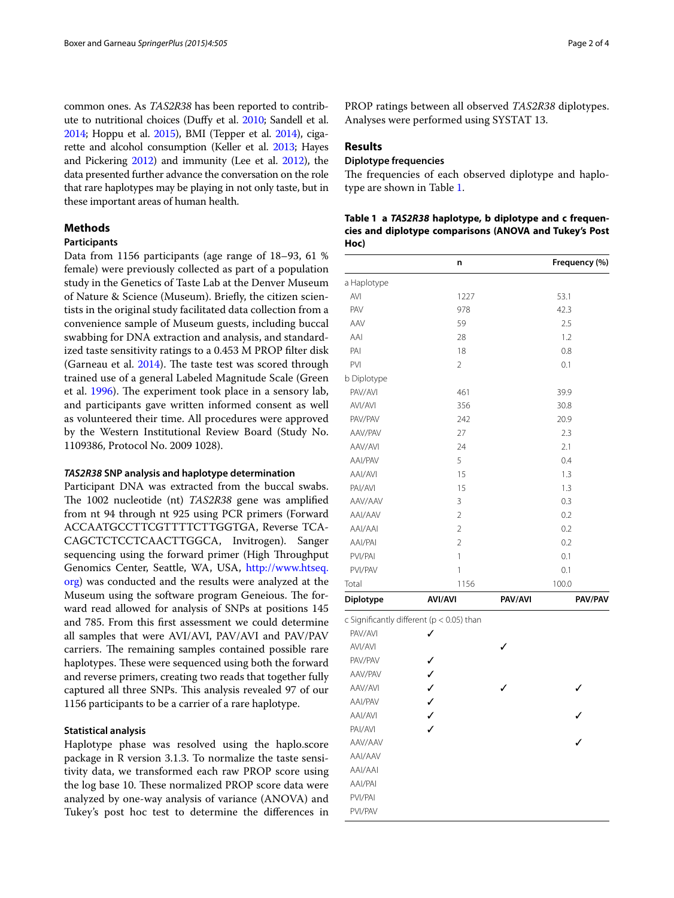common ones. As *TAS2R38* has been reported to contribute to nutritional choices (Duffy et al. 2010; Sandell et al. 2014; Hoppu et al. 2015), BMI (Tepper et al. 2014), cigarette and alcohol consumption (Keller et al. 2013; Hayes and Pickering 2012) and immunity (Lee et al. 2012), the data presented further advance the conversation on the role that rare haplotypes may be playing in not only taste, but in these important areas of human health.

## Methods

### Participants

Data from 1156 participants (age range of 18–93, 61 % female) were previously collected as part of a population study in the Genetics of Taste Lab at the Denver Museum of Nature & Science (Museum). Briefly, the citizen scientists in the original study facilitated data collection from a convenience sample of Museum guests, including buccal swabbing for DNA extraction and analysis, and standardized taste sensitivity ratings to a 0.453 M PROP filter disk (Garneau et al. 2014). The taste test was scored through trained use of a general Labeled Magnitude Scale (Green et al. 1996). The experiment took place in a sensory lab, and participants gave written informed consent as well as volunteered their time. All procedures were approved by the Western Institutional Review Board (Study No. 1109386, Protocol No. 2009 1028).

### *TAS2R38* SNP analysis and haplotype determination

Participant DNA was extracted from the buccal swabs. The 1002 nucleotide (nt) *TAS2R38* gene was amplified from nt 94 through nt 925 using PCR primers (Forward ACCAATGCCTTCGTTTTCTTGGTGA, Reverse TCACAGCTCTCCTCAACTTGGCA, Invitrogen). Sanger sequencing using the forward primer (High Throughput Genomics Center, Seattle, WA, USA, http://www.htseq.org) was conducted and the results were analyzed at the Museum using the software program Geneious. The forward read allowed for analysis of SNPs at positions 145 and 785. From this first assessment we could determine all samples that were AVI/AVI, PAV/AVI and PAV/PAV carriers. The remaining samples contained possible rare haplotypes. These were sequenced using both the forward and reverse primers, creating two reads that together fully captured all three SNPs. This analysis revealed 97 of our 1156 participants to be a carrier of a rare haplotype.

### Statistical analysis

Haplotype phase was resolved using the haplo.score package in R version 3.1.3. To normalize the taste sensitivity data, we transformed each raw PROP score using the log base 10. These normalized PROP score data were analyzed by one-way analysis of variance (ANOVA) and Tukey's post hoc test to determine the differences in PROP ratings between all observed *TAS2R38* diplotypes. Analyses were performed using SYSTAT 13.

## Results

### Diplotype frequencies

The frequencies of each observed diplotype and haplotype are shown in Table 1.

**Table 1 a *TAS2R38* haplotype, b diplotype and c frequencies and diplotype comparisons (ANOVA and Tukey's Post Hoc)**

| | n | Frequency (%) | |
|---|---|---|---|
| a Haplotype | | | |
| AVI | 1227 | 53.1 | |
| PAV | 978 | 42.3 | |
| AAV | 59 | 2.5 | |
| AAI | 28 | 1.2 | |
| PAI | 18 | 0.8 | |
| PVI | 2 | 0.1 | |
| b Diplotype | | | |
| PAV/AVI | 461 | 39.9 | |
| AVI/AVI | 356 | 30.8 | |
| PAV/PAV | 242 | 20.9 | |
| AAV/PAV | 27 | 2.3 | |
| AAV/AVI | 24 | 2.1 | |
| AAI/PAV | 5 | 0.4 | |
| AAI/AVI | 15 | 1.3 | |
| PAI/AVI | 15 | 1.3 | |
| AAV/AAV | 3 | 0.3 | |
| AAI/AAV | 2 | 0.2 | |
| AAI/AAI | 2 | 0.2 | |
| AAI/PAI | 2 | 0.2 | |
| PVI/PAI | 1 | 0.1 | |
| PVI/PAV | 1 | 0.1 | |
| Total | 1156 | 100.0 | |
| **Diplotype** | **AVI/AVI** | **PAV/AVI** | **PAV/PAV** |
| c Significantly different (p < 0.05) than | | | |
| PAV/AVI | ✓ | | |
| AVI/AVI | | ✓ | |
| PAV/PAV | ✓ | | |
| AAV/PAV | ✓ | | |
| AAV/AVI | ✓ | ✓ | ✓ |
| AAI/PAV | ✓ | | |
| AAI/AVI | ✓ | | ✓ |
| PAI/AVI | ✓ | | |
| AAV/AAV | | | ✓ |
| AAI/AAV | | | |
| AAI/AAI | | | |
| AAI/PAI | | | |
| PVI/PAI | | | |
| PVI/PAV | | | |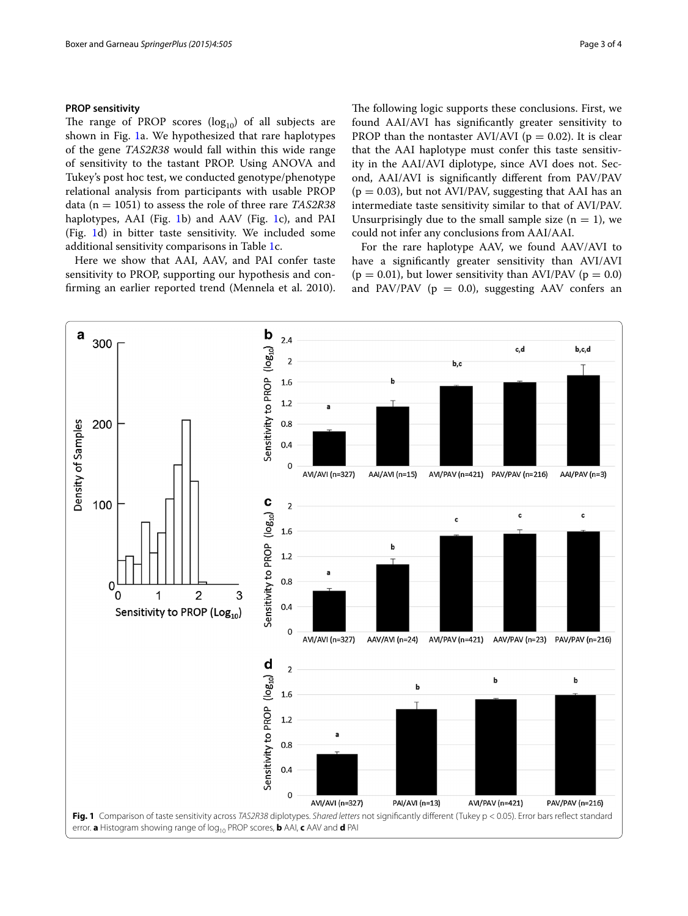### PROP sensitivity

The range of PROP scores ($\log_{10}$) of all subjects are shown in Fig. 1a. We hypothesized that rare haplotypes of the gene *TAS2R38* would fall within this wide range of sensitivity to the tastant PROP. Using ANOVA and Tukey's post hoc test, we conducted genotype/phenotype relational analysis from participants with usable PROP data ($n = 1051$) to assess the role of three rare *TAS2R38* haplotypes, AAI (Fig. 1b) and AAV (Fig. 1c), and PAI (Fig. 1d) in bitter taste sensitivity. We included some additional sensitivity comparisons in Table 1c.

Here we show that AAI, AAV, and PAI confer taste sensitivity to PROP, supporting our hypothesis and confirming an earlier reported trend (Mennela et al. 2010). The following logic supports these conclusions. First, we found AAI/AVI has significantly greater sensitivity to PROP than the nontaster AVI/AVI ($p = 0.02$). It is clear that the AAI haplotype must confer this taste sensitivity in the AAI/AVI diplotype, since AVI does not. Second, AAI/AVI is significantly different from PAV/PAV ($p = 0.03$), but not AVI/PAV, suggesting that AAI has an intermediate taste sensitivity similar to that of AVI/PAV. Unsurprisingly due to the small sample size ($n = 1$), we could not infer any conclusions from AAI/AAI.

For the rare haplotype AAV, we found AAV/AVI to have a significantly greater sensitivity than AVI/AVI ($p = 0.01$), but lower sensitivity than AVI/PAV ($p = 0.0$) and PAV/PAV ($p = 0.0$), suggesting AAV confers an

**Fig. 1** Comparison of taste sensitivity across *TAS2R38* diplotypes. *Shared letters* not significantly different (Tukey $p < 0.05$). Error bars reflect standard error. **a** Histogram showing range of $\log_{10}$ PROP scores, **b** AAI, **c** AAV and **d** PAI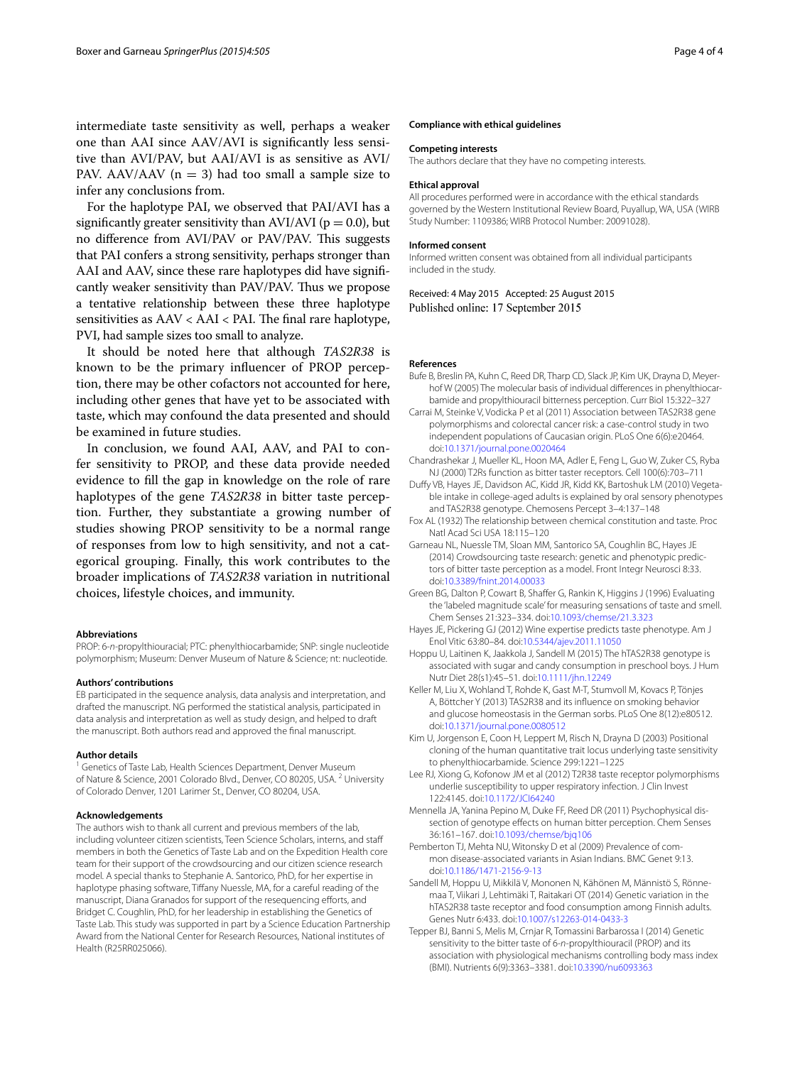intermediate taste sensitivity as well, perhaps a weaker one than AAI since AAV/AVI is significantly less sensitive than AVI/PAV, but AAI/AVI is as sensitive as AVI/PAV. AAV/AAV ($n = 3$) had too small a sample size to infer any conclusions from.

For the haplotype PAI, we observed that PAI/AVI has a significantly greater sensitivity than AVI/AVI ($p = 0.0$), but no difference from AVI/PAV or PAV/PAV. This suggests that PAI confers a strong sensitivity, perhaps stronger than AAI and AAV, since these rare haplotypes did have significantly weaker sensitivity than PAV/PAV. Thus we propose a tentative relationship between these three haplotype sensitivities as AAV < AAI < PAI. The final rare haplotype, PVI, had sample sizes too small to analyze.

It should be noted here that although *TAS2R38* is known to be the primary influencer of PROP perception, there may be other cofactors not accounted for here, including other genes that have yet to be associated with taste, which may confound the data presented and should be examined in future studies.

In conclusion, we found AAI, AAV, and PAI to confer sensitivity to PROP, and these data provide needed evidence to fill the gap in knowledge on the role of rare haplotypes of the gene *TAS2R38* in bitter taste perception. Further, they substantiate a growing number of studies showing PROP sensitivity to be a normal range of responses from low to high sensitivity, and not a categorical grouping. Finally, this work contributes to the broader implications of *TAS2R38* variation in nutritional choices, lifestyle choices, and immunity.

#### Abbreviations

PROP: 6-*n*-propylthiouracil; PTC: phenylthiocarbamide; SNP: single nucleotide polymorphism; Museum: Denver Museum of Nature & Science; nt: nucleotide.

#### Authors' contributions

EB participated in the sequence analysis, data analysis and interpretation, and drafted the manuscript. NG performed the statistical analysis, participated in data analysis and interpretation as well as study design, and helped to draft the manuscript. Both authors read and approved the final manuscript.

#### Author details

[1] Genetics of Taste Lab, Health Sciences Department, Denver Museum of Nature & Science, 2001 Colorado Blvd., Denver, CO 80205, USA. [2] University of Colorado Denver, 1201 Larimer St., Denver, CO 80204, USA.

#### Acknowledgements

The authors wish to thank all current and previous members of the lab, including volunteer citizen scientists, Teen Science Scholars, interns, and staff members in both the Genetics of Taste Lab and on the Expedition Health core team for their support of the crowdsourcing and our citizen science research model. A special thanks to Stephanie A. Santorico, PhD, for her expertise in haplotype phasing software, Tiffany Nuessle, MA, for a careful reading of the manuscript, Diana Granados for support of the resequencing efforts, and Bridget C. Coughlin, PhD, for her leadership in establishing the Genetics of Taste Lab. This study was supported in part by a Science Education Partnership Award from the National Center for Research Resources, National institutes of Health (R25RR025066).

#### Compliance with ethical guidelines

**Competing interests**

The authors declare that they have no competing interests.

**Ethical approval**

All procedures performed were in accordance with the ethical standards governed by the Western Institutional Review Board, Puyallup, WA, USA (WIRB Study Number: 1109386; WIRB Protocol Number: 20091028).

**Informed consent**

Informed written consent was obtained from all individual participants included in the study.

Received: 4 May 2015 Accepted: 25 August 2015
Published online: 17 September 2015

#### References

Bufe B, Breslin PA, Kuhn C, Reed DR, Tharp CD, Slack JP, Kim UK, Drayna D, Meyerhof W (2005) The molecular basis of individual differences in phenylthiocarbamide and propylthiouracil bitterness perception. Curr Biol 15:322–327

Carrai M, Steinke V, Vodicka P et al (2011) Association between TAS2R38 gene polymorphisms and colorectal cancer risk: a case-control study in two independent populations of Caucasian origin. PLoS One 6(6):e20464. doi:10.1371/journal.pone.0020464

Chandrashekar J, Mueller KL, Hoon MA, Adler E, Feng L, Guo W, Zuker CS, Ryba NJ (2000) T2Rs function as bitter taste receptors. Cell 100(6):703–711

Duffy VB, Hayes JE, Davidson AC, Kidd JR, Kidd KK, Bartoshuk LM (2010) Vegetable intake in college-aged adults is explained by oral sensory phenotypes and TAS2R38 genotype. Chemosens Percept 3–4:137–148

Fox AL (1932) The relationship between chemical constitution and taste. Proc Natl Acad Sci USA 18:115–120

Garneau NL, Nuessle TM, Sloan MM, Santorico SA, Coughlin BC, Hayes JE (2014) Crowdsourcing taste research: genetic and phenotypic predictors of bitter taste perception as a model. Front Integr Neurosci 8:33. doi:10.3389/fnint.2014.00033

Green BG, Dalton P, Cowart B, Shaffer G, Rankin K, Higgins J (1996) Evaluating the 'labeled magnitude scale' for measuring sensations of taste and smell. Chem Senses 21:323–334. doi:10.1093/chemse/21.3.323

Hayes JE, Pickering GJ (2012) Wine expertise predicts taste phenotype. Am J Enol Vitic 63:80–84. doi:10.5344/ajev.2011.11050

Hoppu U, Laitinen K, Jaakkola J, Sandell M (2015) The hTAS2R38 genotype is associated with sugar and candy consumption in preschool boys. J Hum Nutr Diet 28(s1):45–51. doi:10.1111/jhn.12249

Keller M, Liu X, Wohland T, Rohde K, Gast M-T, Stumvoll M, Kovacs P, Tönjes A, Böttcher Y (2013) TAS2R38 and its influence on smoking behavior and glucose homeostasis in the German sorbs. PLoS One 8(12):e80512. doi:10.1371/journal.pone.0080512

Kim U, Jorgenson E, Coon H, Leppert M, Risch N, Drayna D (2003) Positional cloning of the human quantitative trait locus underlying taste sensitivity to phenylthiocarbamide. Science 299:1221–1225

Lee RJ, Xiong G, Kofonow JM et al (2012) T2R38 taste receptor polymorphisms underlie susceptibility to upper respiratory infection. J Clin Invest 122:4145. doi:10.1172/JCI64240

Mennella JA, Yanina Pepino M, Duke FF, Reed DR (2011) Psychophysical dissection of genotype effects on human bitter perception. Chem Senses 36:161–167. doi:10.1093/chemse/bjq106

Pemberton TJ, Mehta NU, Witonsky D et al (2009) Prevalence of common disease-associated variants in Asian Indians. BMC Genet 9:13. doi:10.1186/1471-2156-9-13

Sandell M, Hoppu U, Mikkilä V, Mononen N, Kähönen M, Männistö S, Rönnemaa T, Viikari J, Lehtimäki T, Raitakari OT (2014) Genetic variation in the hTAS2R38 taste receptor and food consumption among Finnish adults. Genes Nutr 6:433. doi:10.1007/s12263-014-0433-3

Tepper BJ, Banni S, Melis M, Crnjar R, Tomassini Barbarossa I (2014) Genetic sensitivity to the bitter taste of 6-*n*-propylthiouracil (PROP) and its association with physiological mechanisms controlling body mass index (BMI). Nutrients 6(9):3363–3381. doi:10.3390/nu6093363